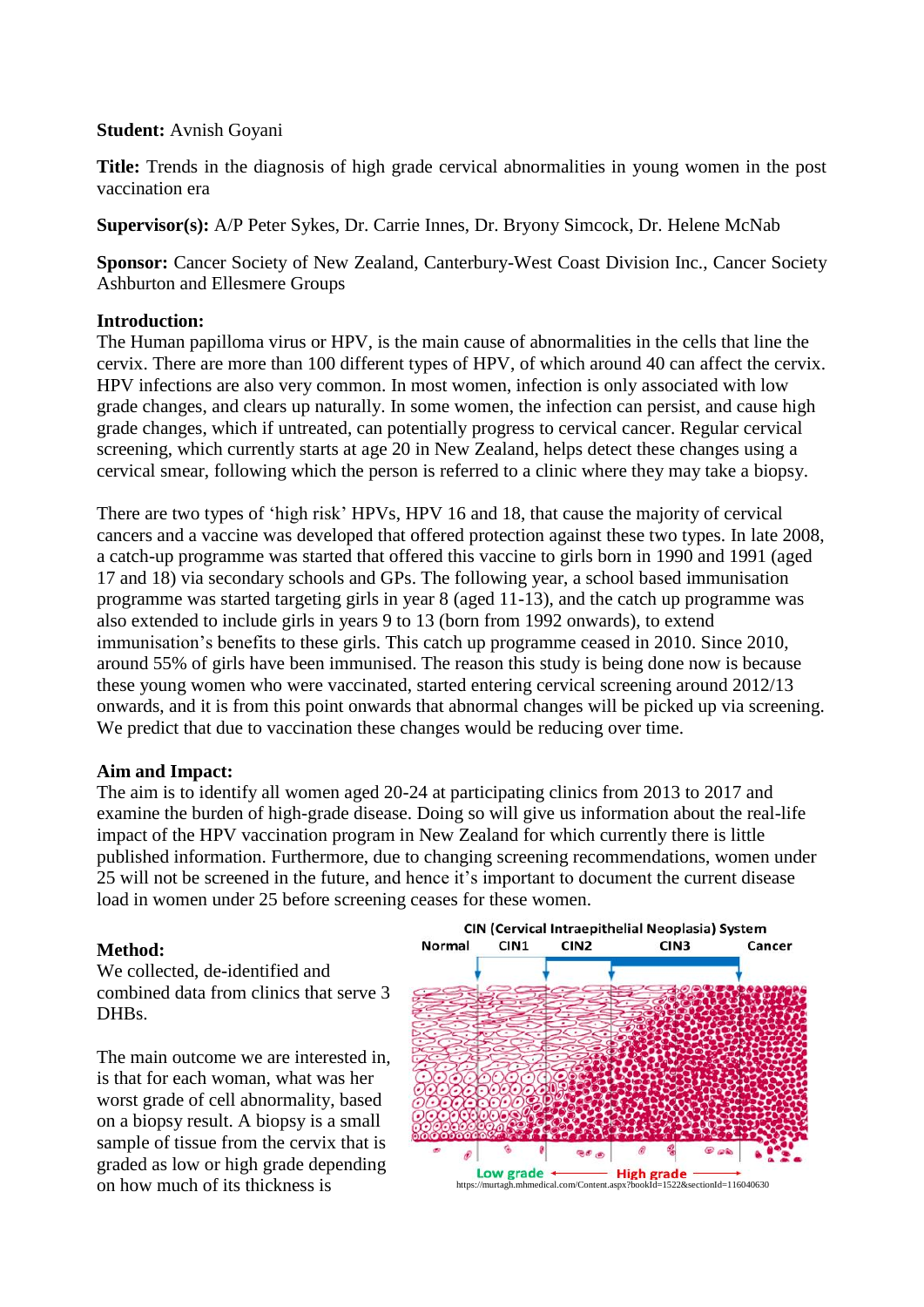**Student:** Avnish Goyani

**Title:** Trends in the diagnosis of high grade cervical abnormalities in young women in the post vaccination era

**Supervisor(s):** A/P Peter Sykes, Dr. Carrie Innes, Dr. Bryony Simcock, Dr. Helene McNab

**Sponsor:** Cancer Society of New Zealand, Canterbury-West Coast Division Inc., Cancer Society Ashburton and Ellesmere Groups

**Introduction:**
The Human papilloma virus or HPV, is the main cause of abnormalities in the cells that line the cervix. There are more than 100 different types of HPV, of which around 40 can affect the cervix. HPV infections are also very common. In most women, infection is only associated with low grade changes, and clears up naturally. In some women, the infection can persist, and cause high grade changes, which if untreated, can potentially progress to cervical cancer. Regular cervical screening, which currently starts at age 20 in New Zealand, helps detect these changes using a cervical smear, following which the person is referred to a clinic where they may take a biopsy.

There are two types of 'high risk' HPVs, HPV 16 and 18, that cause the majority of cervical cancers and a vaccine was developed that offered protection against these two types. In late 2008, a catch-up programme was started that offered this vaccine to girls born in 1990 and 1991 (aged 17 and 18) via secondary schools and GPs. The following year, a school based immunisation programme was started targeting girls in year 8 (aged 11-13), and the catch up programme was also extended to include girls in years 9 to 13 (born from 1992 onwards), to extend immunisation's benefits to these girls. This catch up programme ceased in 2010. Since 2010, around 55% of girls have been immunised. The reason this study is being done now is because these young women who were vaccinated, started entering cervical screening around 2012/13 onwards, and it is from this point onwards that abnormal changes will be picked up via screening. We predict that due to vaccination these changes would be reducing over time.

**Aim and Impact:**
The aim is to identify all women aged 20-24 at participating clinics from 2013 to 2017 and examine the burden of high-grade disease. Doing so will give us information about the real-life impact of the HPV vaccination program in New Zealand for which currently there is little published information. Furthermore, due to changing screening recommendations, women under 25 will not be screened in the future, and hence it's important to document the current disease load in women under 25 before screening ceases for these women.

**Method:**
We collected, de-identified and combined data from clinics that serve 3 DHBs.

The main outcome we are interested in, is that for each woman, what was her worst grade of cell abnormality, based on a biopsy result. A biopsy is a small sample of tissue from the cervix that is graded as low or high grade depending on how much of its thickness is

CIN (Cervical Intraepithelial Neoplasia) System

Normal CIN1 CIN2 CIN3 Cancer

Low grade ← → High grade

https://murtagh.mhmedical.com/Content.aspx?bookId=1522&sectionId=116040630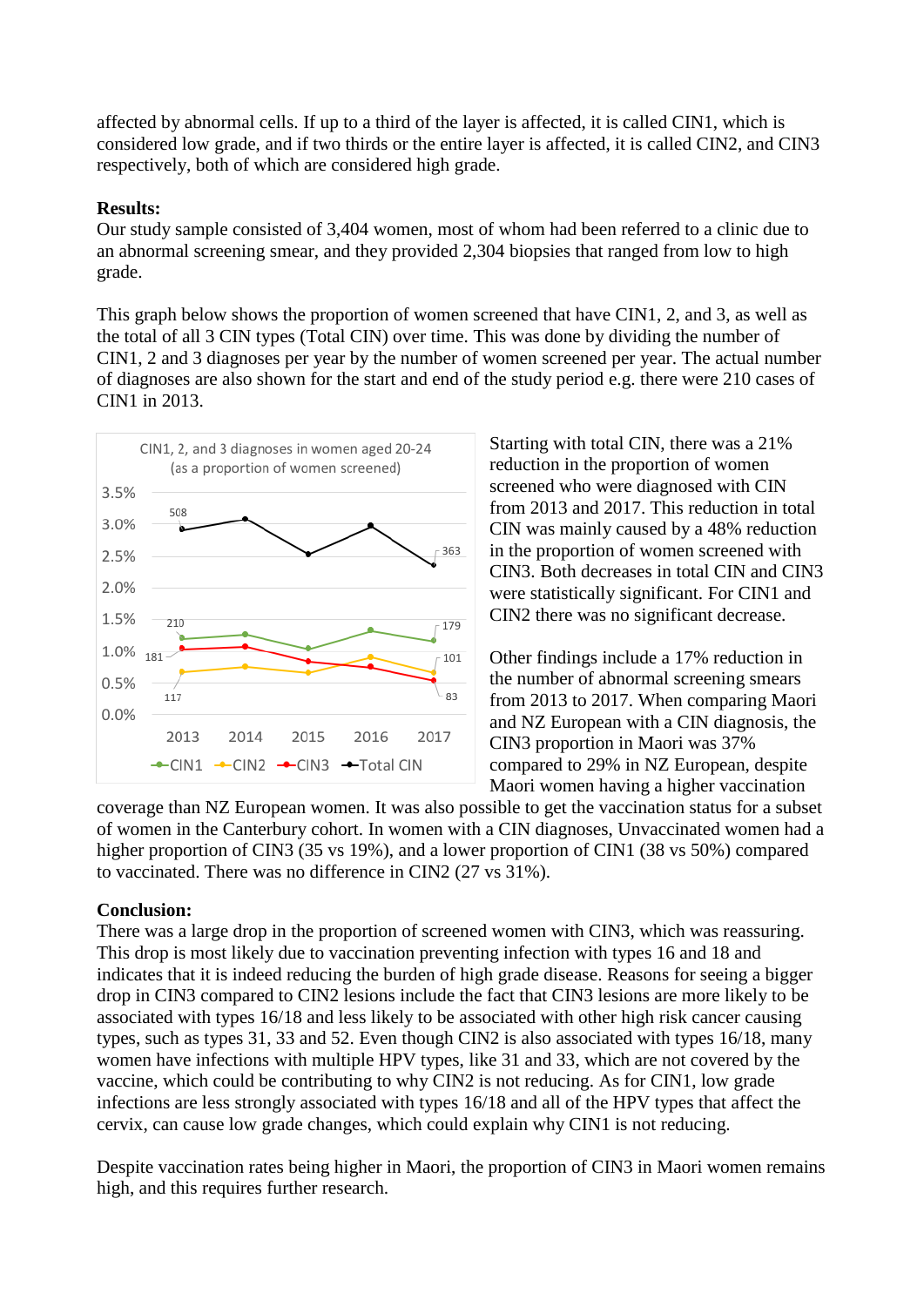affected by abnormal cells. If up to a third of the layer is affected, it is called CIN1, which is considered low grade, and if two thirds or the entire layer is affected, it is called CIN2, and CIN3 respectively, both of which are considered high grade.

**Results:**

Our study sample consisted of 3,404 women, most of whom had been referred to a clinic due to an abnormal screening smear, and they provided 2,304 biopsies that ranged from low to high grade.

This graph below shows the proportion of women screened that have CIN1, 2, and 3, as well as the total of all 3 CIN types (Total CIN) over time. This was done by dividing the number of CIN1, 2 and 3 diagnoses per year by the number of women screened per year. The actual number of diagnoses are also shown for the start and end of the study period e.g. there were 210 cases of CIN1 in 2013.

CIN1, 2, and 3 diagnoses in women aged 20-24
(as a proportion of women screened)

3.5%
3.0%
2.5%
2.0%
1.5%
1.0%
0.5%
0.0%

508
363
210
179
181
101
117
83

2013 2014 2015 2016 2017

CIN1 CIN2 CIN3 Total CIN

Starting with total CIN, there was a 21% reduction in the proportion of women screened who were diagnosed with CIN from 2013 and 2017. This reduction in total CIN was mainly caused by a 48% reduction in the proportion of women screened with CIN3. Both decreases in total CIN and CIN3 were statistically significant. For CIN1 and CIN2 there was no significant decrease.

Other findings include a 17% reduction in the number of abnormal screening smears from 2013 to 2017. When comparing Maori and NZ European with a CIN diagnosis, the CIN3 proportion in Maori was 37% compared to 29% in NZ European, despite Maori women having a higher vaccination coverage than NZ European women. It was also possible to get the vaccination status for a subset of women in the Canterbury cohort. In women with a CIN diagnoses, Unvaccinated women had a higher proportion of CIN3 (35 vs 19%), and a lower proportion of CIN1 (38 vs 50%) compared to vaccinated. There was no difference in CIN2 (27 vs 31%).

**Conclusion:**

There was a large drop in the proportion of screened women with CIN3, which was reassuring. This drop is most likely due to vaccination preventing infection with types 16 and 18 and indicates that it is indeed reducing the burden of high grade disease. Reasons for seeing a bigger drop in CIN3 compared to CIN2 lesions include the fact that CIN3 lesions are more likely to be associated with types 16/18 and less likely to be associated with other high risk cancer causing types, such as types 31, 33 and 52. Even though CIN2 is also associated with types 16/18, many women have infections with multiple HPV types, like 31 and 33, which are not covered by the vaccine, which could be contributing to why CIN2 is not reducing. As for CIN1, low grade infections are less strongly associated with types 16/18 and all of the HPV types that affect the cervix, can cause low grade changes, which could explain why CIN1 is not reducing.

Despite vaccination rates being higher in Maori, the proportion of CIN3 in Maori women remains high, and this requires further research.